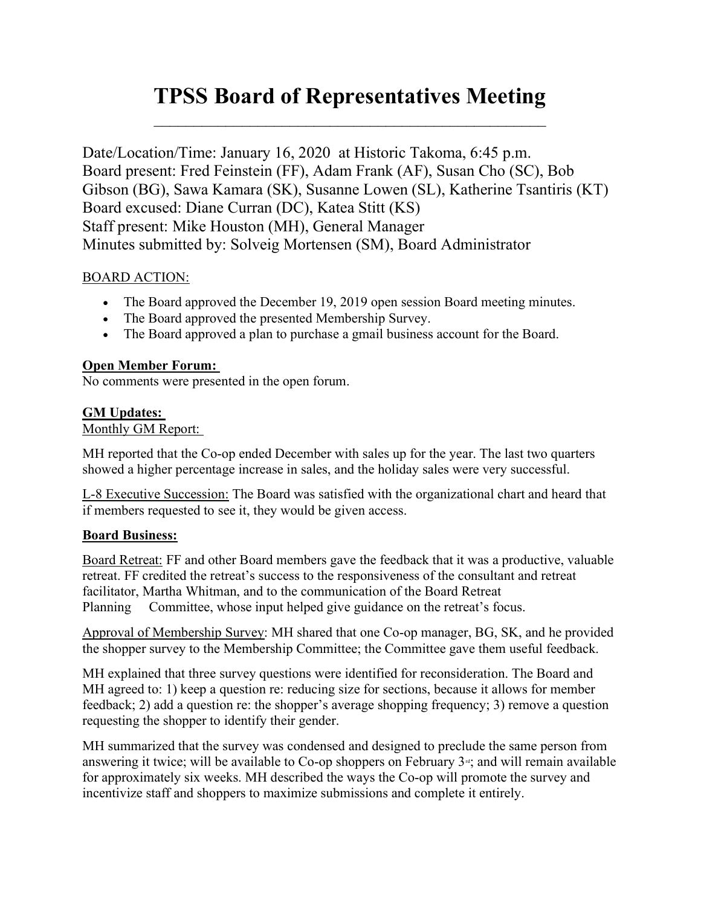# TPSS Board of Representatives Meeting

Date/Location/Time: January 16, 2020 at Historic Takoma, 6:45 p.m.
Board present: Fred Feinstein (FF), Adam Frank (AF), Susan Cho (SC), Bob Gibson (BG), Sawa Kamara (SK), Susanne Lowen (SL), Katherine Tsantiris (KT)
Board excused: Diane Curran (DC), Katea Stitt (KS)
Staff present: Mike Houston (MH), General Manager
Minutes submitted by: Solveig Mortensen (SM), Board Administrator

BOARD ACTION:

- The Board approved the December 19, 2019 open session Board meeting minutes.
- The Board approved the presented Membership Survey.
- The Board approved a plan to purchase a gmail business account for the Board.

**Open Member Forum:**
No comments were presented in the open forum.

**GM Updates:**
Monthly GM Report:

MH reported that the Co-op ended December with sales up for the year. The last two quarters showed a higher percentage increase in sales, and the holiday sales were very successful.

L-8 Executive Succession: The Board was satisfied with the organizational chart and heard that if members requested to see it, they would be given access.

**Board Business:**

Board Retreat: FF and other Board members gave the feedback that it was a productive, valuable retreat. FF credited the retreat's success to the responsiveness of the consultant and retreat facilitator, Martha Whitman, and to the communication of the Board Retreat Planning Committee, whose input helped give guidance on the retreat's focus.

Approval of Membership Survey: MH shared that one Co-op manager, BG, SK, and he provided the shopper survey to the Membership Committee; the Committee gave them useful feedback.

MH explained that three survey questions were identified for reconsideration. The Board and MH agreed to: 1) keep a question re: reducing size for sections, because it allows for member feedback; 2) add a question re: the shopper's average shopping frequency; 3) remove a question requesting the shopper to identify their gender.

MH summarized that the survey was condensed and designed to preclude the same person from answering it twice; will be available to Co-op shoppers on February 3rd; and will remain available for approximately six weeks. MH described the ways the Co-op will promote the survey and incentivize staff and shoppers to maximize submissions and complete it entirely.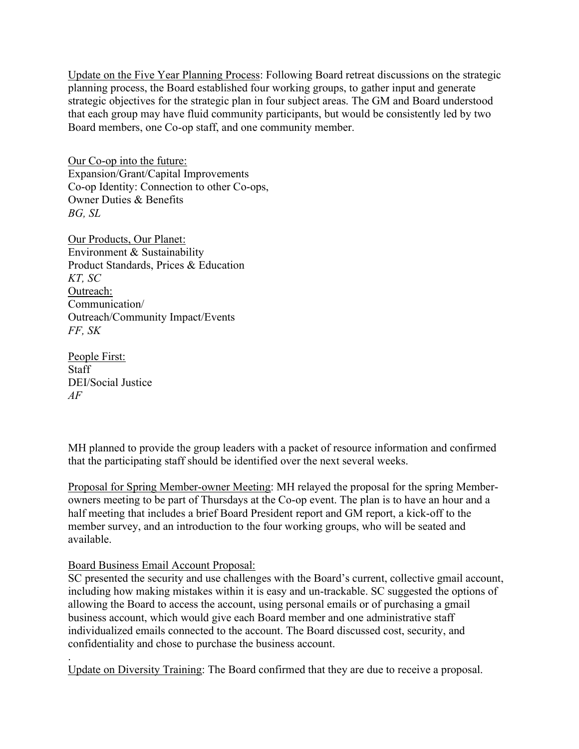<u>Update on the Five Year Planning Process</u>: Following Board retreat discussions on the strategic planning process, the Board established four working groups, to gather input and generate strategic objectives for the strategic plan in four subject areas. The GM and Board understood that each group may have fluid community participants, but would be consistently led by two Board members, one Co-op staff, and one community member.

<u>Our Co-op into the future:</u>
Expansion/Grant/Capital Improvements
Co-op Identity: Connection to other Co-ops,
Owner Duties & Benefits
*BG, SL*

<u>Our Products, Our Planet:</u>
Environment & Sustainability
Product Standards, Prices & Education
*KT, SC*
<u>Outreach:</u>
Communication/
Outreach/Community Impact/Events
*FF, SK*

<u>People First:</u>
Staff
DEI/Social Justice
*AF*

MH planned to provide the group leaders with a packet of resource information and confirmed that the participating staff should be identified over the next several weeks.

<u>Proposal for Spring Member-owner Meeting</u>: MH relayed the proposal for the spring Member-owners meeting to be part of Thursdays at the Co-op event. The plan is to have an hour and a half meeting that includes a brief Board President report and GM report, a kick-off to the member survey, and an introduction to the four working groups, who will be seated and available.

<u>Board Business Email Account Proposal:</u>
SC presented the security and use challenges with the Board's current, collective gmail account, including how making mistakes within it is easy and un-trackable. SC suggested the options of allowing the Board to access the account, using personal emails or of purchasing a gmail business account, which would give each Board member and one administrative staff individualized emails connected to the account. The Board discussed cost, security, and confidentiality and chose to purchase the business account.

.
<u>Update on Diversity Training</u>: The Board confirmed that they are due to receive a proposal.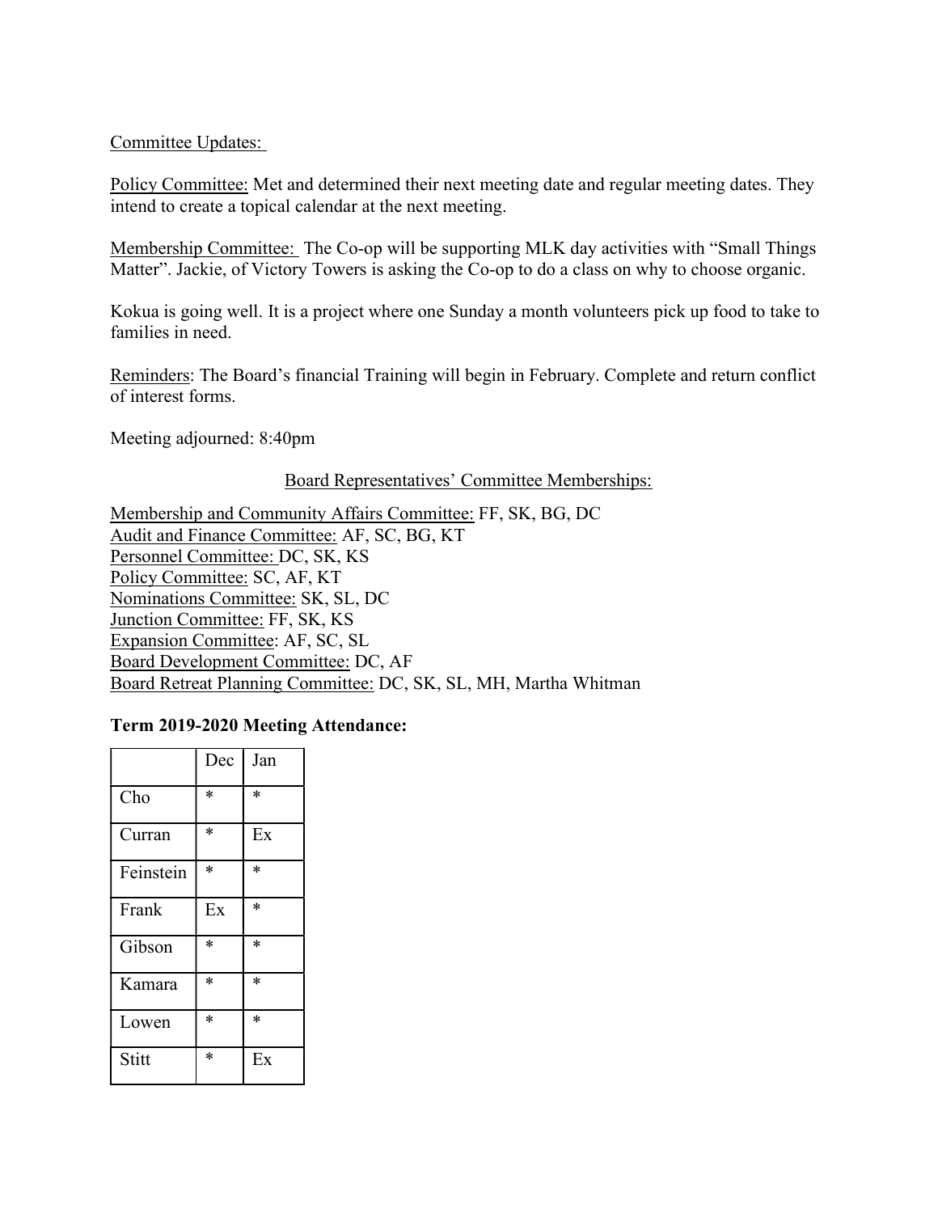Committee Updates:

Policy Committee: Met and determined their next meeting date and regular meeting dates. They intend to create a topical calendar at the next meeting.

Membership Committee: The Co-op will be supporting MLK day activities with "Small Things Matter". Jackie, of Victory Towers is asking the Co-op to do a class on why to choose organic.

Kokua is going well. It is a project where one Sunday a month volunteers pick up food to take to families in need.

Reminders: The Board's financial Training will begin in February. Complete and return conflict of interest forms.

Meeting adjourned: 8:40pm

Board Representatives' Committee Memberships:

Membership and Community Affairs Committee: FF, SK, BG, DC
Audit and Finance Committee: AF, SC, BG, KT
Personnel Committee: DC, SK, KS
Policy Committee: SC, AF, KT
Nominations Committee: SK, SL, DC
Junction Committee: FF, SK, KS
Expansion Committee: AF, SC, SL
Board Development Committee: DC, AF
Board Retreat Planning Committee: DC, SK, SL, MH, Martha Whitman

**Term 2019-2020 Meeting Attendance:**

| | Dec | Jan |
|---|---|---|
| Cho | * | * |
| Curran | * | Ex |
| Feinstein | * | * |
| Frank | Ex | * |
| Gibson | * | * |
| Kamara | * | * |
| Lowen | * | * |
| Stitt | * | Ex |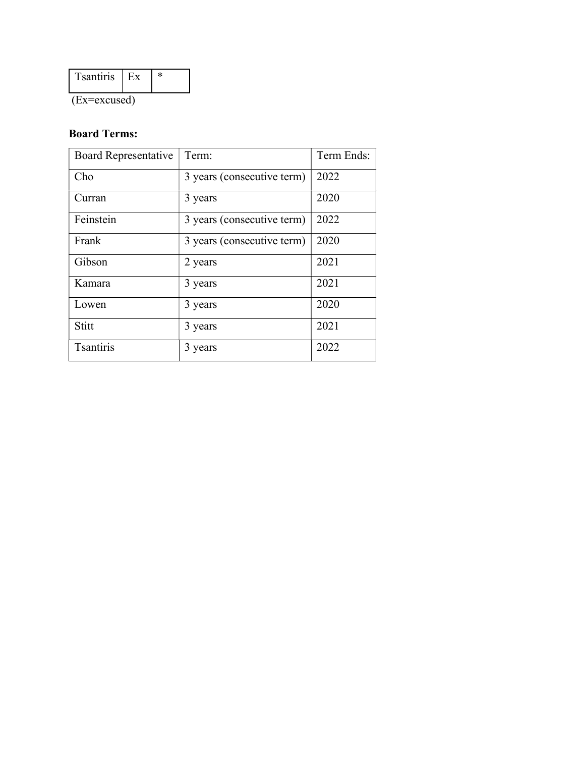| | | |
|---|---|---|
| Tsantiris | Ex | * |

(Ex=excused)

**Board Terms:**

| Board Representative | Term: | Term Ends: |
|---|---|---|
| Cho | 3 years (consecutive term) | 2022 |
| Curran | 3 years | 2020 |
| Feinstein | 3 years (consecutive term) | 2022 |
| Frank | 3 years (consecutive term) | 2020 |
| Gibson | 2 years | 2021 |
| Kamara | 3 years | 2021 |
| Lowen | 3 years | 2020 |
| Stitt | 3 years | 2021 |
| Tsantiris | 3 years | 2022 |